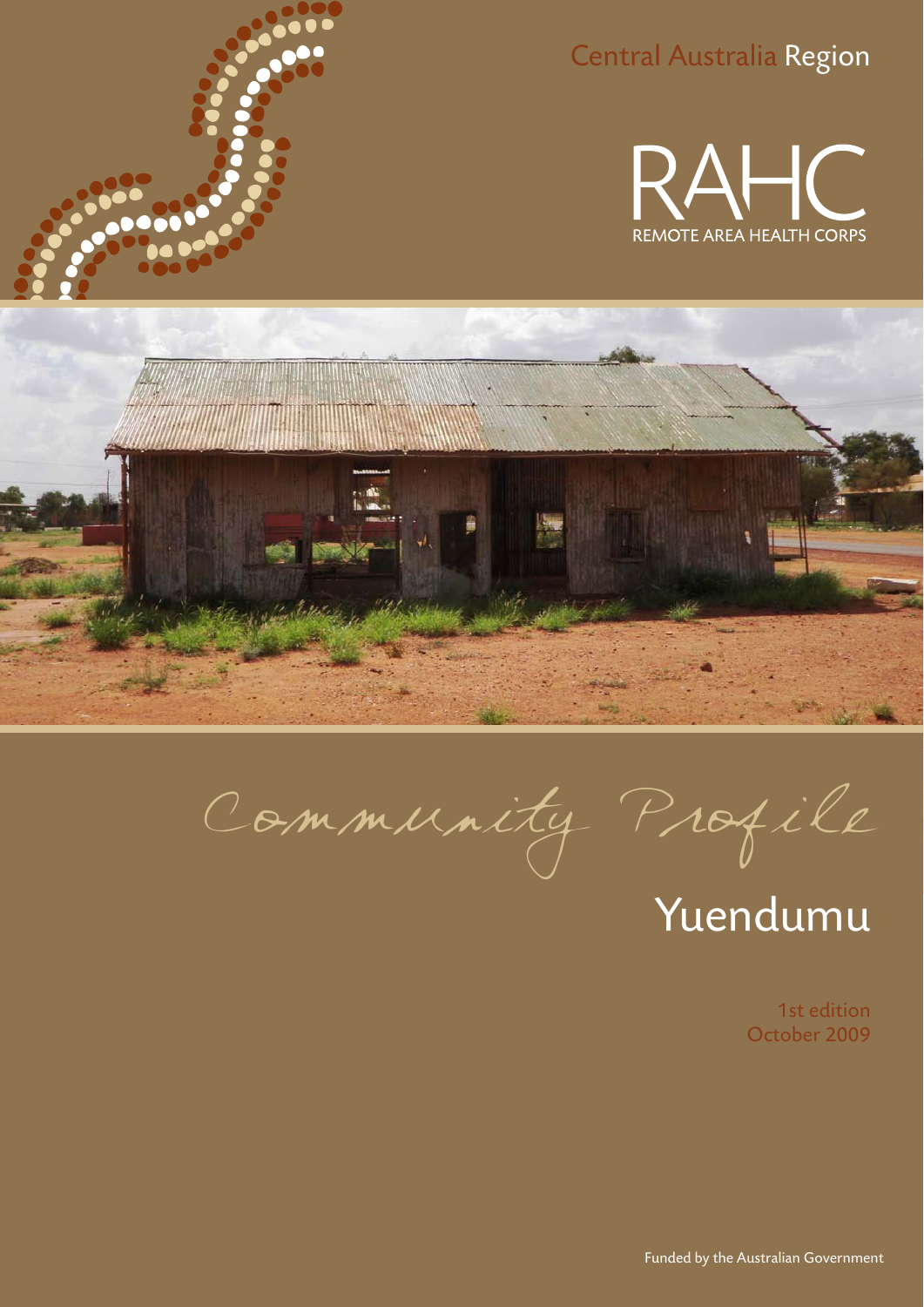Central Australia Region

RAHC
REMOTE AREA HEALTH CORPS

# Community Profile

## Yuendumu

1st edition
October 2009

Funded by the Australian Government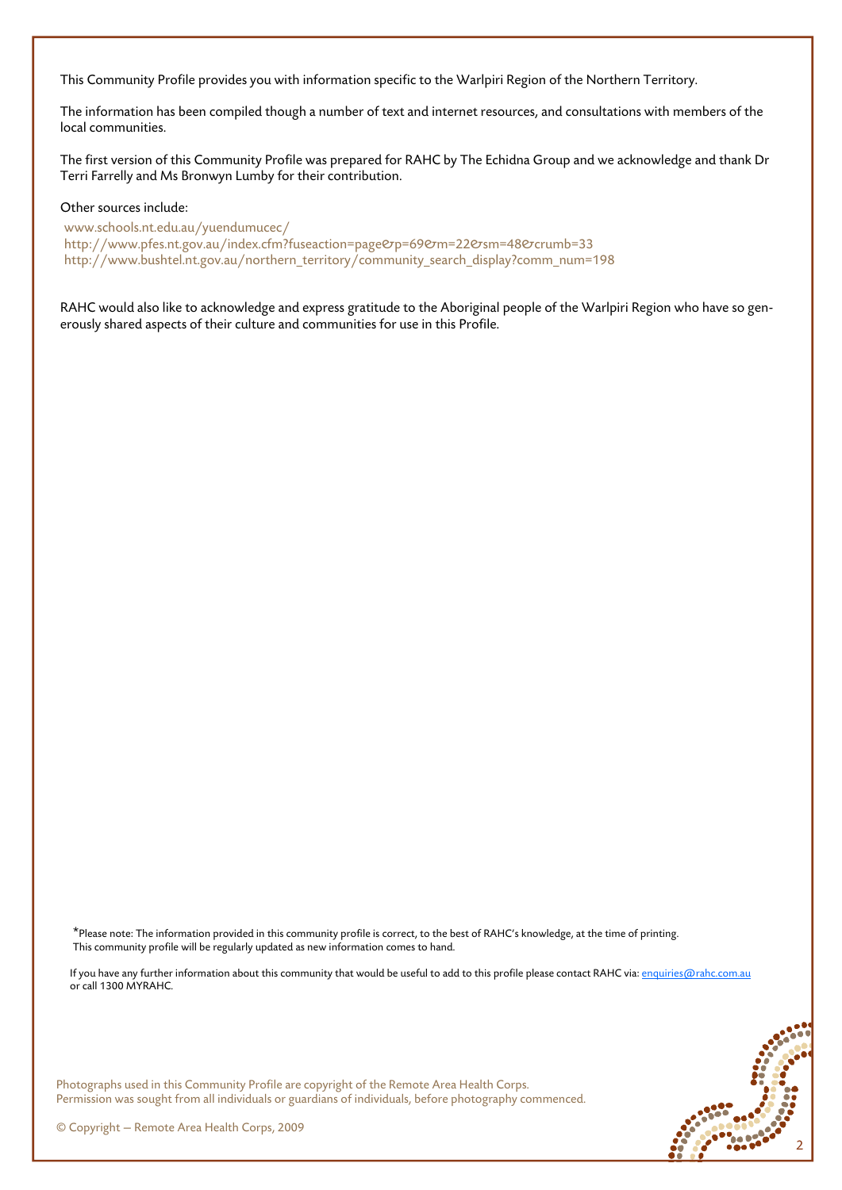This Community Profile provides you with information specific to the Warlpiri Region of the Northern Territory.

The information has been compiled though a number of text and internet resources, and consultations with members of the local communities.

The first version of this Community Profile was prepared for RAHC by The Echidna Group and we acknowledge and thank Dr Terri Farrelly and Ms Bronwyn Lumby for their contribution.

Other sources include:

www.schools.nt.edu.au/yuendumucec/
http://www.pfes.nt.gov.au/index.cfm?fuseaction=page&p=69&m=22&sm=48&crumb=33
http://www.bushtel.nt.gov.au/northern_territory/community_search_display?comm_num=198

RAHC would also like to acknowledge and express gratitude to the Aboriginal people of the Warlpiri Region who have so generously shared aspects of their culture and communities for use in this Profile.

*Please note: The information provided in this community profile is correct, to the best of RAHC's knowledge, at the time of printing. This community profile will be regularly updated as new information comes to hand.

If you have any further information about this community that would be useful to add to this profile please contact RAHC via: enquiries@rahc.com.au or call 1300 MYRAHC.

Photographs used in this Community Profile are copyright of the Remote Area Health Corps.
Permission was sought from all individuals or guardians of individuals, before photography commenced.

© Copyright – Remote Area Health Corps, 2009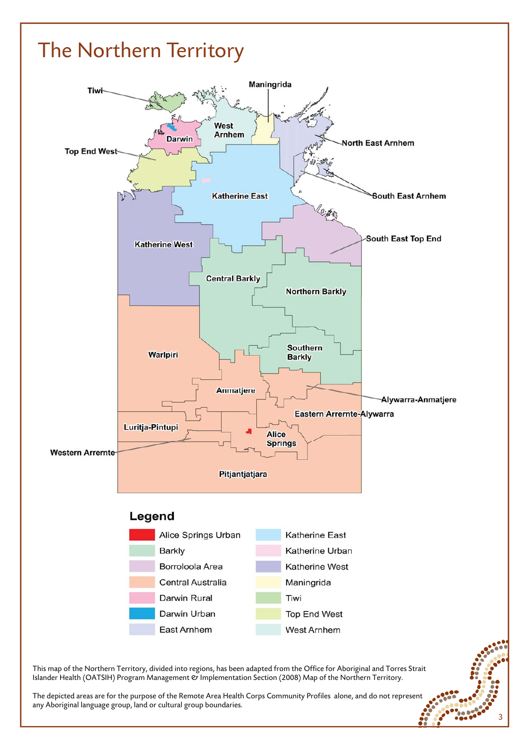# The Northern Territory

Tiwi

Maningrida

West Arnhem

Darwin

North East Arnhem

Top End West

South East Arnhem

Katherine East

Katherine West

South East Top End

Central Barkly

Northern Barkly

Warlpiri

Southern Barkly

Anmatjere

Alywarra-Anmatjere

Eastern Arrernte-Alywarra

Luritja-Pintupi

Alice Springs

Western Arrernte

Pitjantjatjara

## Legend

| | |
|---|---|
| Alice Springs Urban | Katherine East |
| Barkly | Katherine Urban |
| Borroloola Area | Katherine West |
| Central Australia | Maningrida |
| Darwin Rural | Tiwi |
| Darwin Urban | Top End West |
| East Arnhem | West Arnhem |

This map of the Northern Territory, divided into regions, has been adapted from the Office for Aboriginal and Torres Strait Islander Health (OATSIH) Program Management & Implementation Section (2008) Map of the Northern Territory.

The depicted areas are for the purpose of the Remote Area Health Corps Community Profiles alone, and do not represent any Aboriginal language group, land or cultural group boundaries.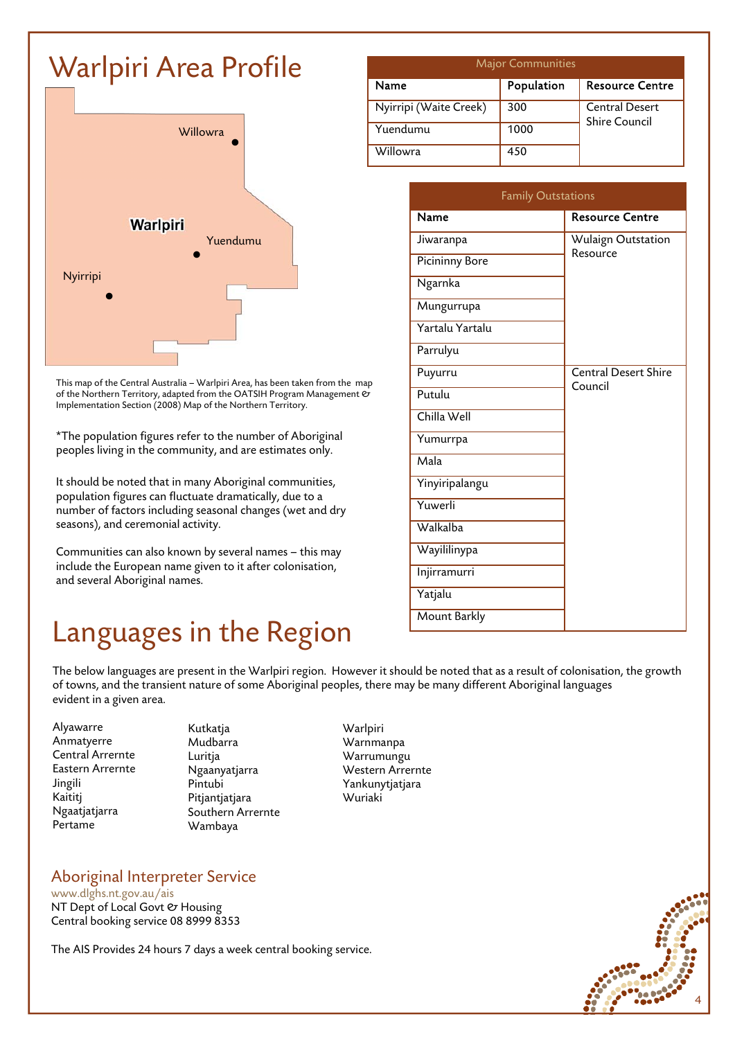# Warlpiri Area Profile

| Major Communities | | |
|---|---|---|
| **Name** | **Population** | **Resource Centre** |
| Nyirripi (Waite Creek) | 300 | Central Desert Shire Council |
| Yuendumu | 1000 | |
| Willowra | 450 | |

| Family Outstations | |
|---|---|
| **Name** | **Resource Centre** |
| Jiwaranpa | Wulaign Outstation Resource |
| Picininny Bore | |
| Ngarnka | |
| Mungurrupa | |
| Yartalu Yartalu | |
| Parrulyu | |
| Puyurru | Central Desert Shire Council |
| Putulu | |
| Chilla Well | |
| Yumurrpa | |
| Mala | |
| Yinyiripalangu | |
| Yuwerli | |
| Walkalba | |
| Wayililinypa | |
| Injirramurri | |
| Yatjalu | |
| Mount Barkly | |

Willowra

Warlpiri

Yuendumu

Nyirripi

This map of the Central Australia – Warlpiri Area, has been taken from the map of the Northern Territory, adapted from the OATSIH Program Management & Implementation Section (2008) Map of the Northern Territory.

*The population figures refer to the number of Aboriginal peoples living in the community, and are estimates only.

It should be noted that in many Aboriginal communities, population figures can fluctuate dramatically, due to a number of factors including seasonal changes (wet and dry seasons), and ceremonial activity.

Communities can also known by several names – this may include the European name given to it after colonisation, and several Aboriginal names.

# Languages in the Region

The below languages are present in the Warlpiri region. However it should be noted that as a result of colonisation, the growth of towns, and the transient nature of some Aboriginal peoples, there may be many different Aboriginal languages evident in a given area.

- Alyawarre
- Anmatyerre
- Central Arrernte
- Eastern Arrernte
- Jingili
- Kaititj
- Ngaatjatjarra
- Pertame
- Kutkatja
- Mudbarra
- Luritja
- Ngaanyatjarra
- Pintubi
- Pitjantjatjara
- Southern Arrernte
- Wambaya
- Warlpiri
- Warnmanpa
- Warrumungu
- Western Arrernte
- Yankunytjatjara
- Wuriaki

## Aboriginal Interpreter Service

www.dlghs.nt.gov.au/ais
NT Dept of Local Govt & Housing
Central booking service 08 8999 8353

The AIS Provides 24 hours 7 days a week central booking service.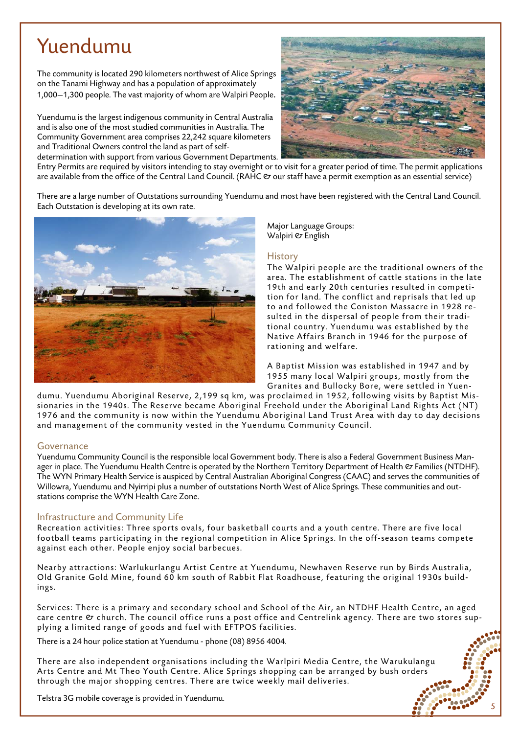# Yuendumu

The community is located 290 kilometers northwest of Alice Springs on the Tanami Highway and has a population of approximately 1,000–1,300 people. The vast majority of whom are Walpiri People.

Yuendumu is the largest indigenous community in Central Australia and is also one of the most studied communities in Australia. The Community Government area comprises 22,242 square kilometers and Traditional Owners control the land as part of self-determination with support from various Government Departments. Entry Permits are required by visitors intending to stay overnight or to visit for a greater period of time. The permit applications are available from the office of the Central Land Council. (RAHC & our staff have a permit exemption as an essential service)

There are a large number of Outstations surrounding Yuendumu and most have been registered with the Central Land Council. Each Outstation is developing at its own rate.

Major Language Groups:
Walpiri & English

## History

The Walpiri people are the traditional owners of the area. The establishment of cattle stations in the late 19th and early 20th centuries resulted in competition for land. The conflict and reprisals that led up to and followed the Coniston Massacre in 1928 resulted in the dispersal of people from their traditional country. Yuendumu was established by the Native Affairs Branch in 1946 for the purpose of rationing and welfare.

A Baptist Mission was established in 1947 and by 1955 many local Walpiri groups, mostly from the Granites and Bullocky Bore, were settled in Yuendumu. Yuendumu Aboriginal Reserve, 2,199 sq km, was proclaimed in 1952, following visits by Baptist Missionaries in the 1940s. The Reserve became Aboriginal Freehold under the Aboriginal Land Rights Act (NT) 1976 and the community is now within the Yuendumu Aboriginal Land Trust Area with day to day decisions and management of the community vested in the Yuendumu Community Council.

## Governance

Yuendumu Community Council is the responsible local Government body. There is also a Federal Government Business Manager in place. The Yuendumu Health Centre is operated by the Northern Territory Department of Health & Families (NTDHF). The WYN Primary Health Service is auspiced by Central Australian Aboriginal Congress (CAAC) and serves the communities of Willowra, Yuendumu and Nyirripi plus a number of outstations North West of Alice Springs. These communities and outstations comprise the WYN Health Care Zone.

## Infrastructure and Community Life

Recreation activities: Three sports ovals, four basketball courts and a youth centre. There are five local football teams participating in the regional competition in Alice Springs. In the off-season teams compete against each other. People enjoy social barbecues.

Nearby attractions: Warlukurlangu Artist Centre at Yuendumu, Newhaven Reserve run by Birds Australia, Old Granite Gold Mine, found 60 km south of Rabbit Flat Roadhouse, featuring the original 1930s buildings.

Services: There is a primary and secondary school and School of the Air, an NTDHF Health Centre, an aged care centre & church. The council office runs a post office and Centrelink agency. There are two stores supplying a limited range of goods and fuel with EFTPOS facilities.

There is a 24 hour police station at Yuendumu - phone (08) 8956 4004.

There are also independent organisations including the Warlpiri Media Centre, the Warukulangu Arts Centre and Mt Theo Youth Centre. Alice Springs shopping can be arranged by bush orders through the major shopping centres. There are twice weekly mail deliveries.

Telstra 3G mobile coverage is provided in Yuendumu.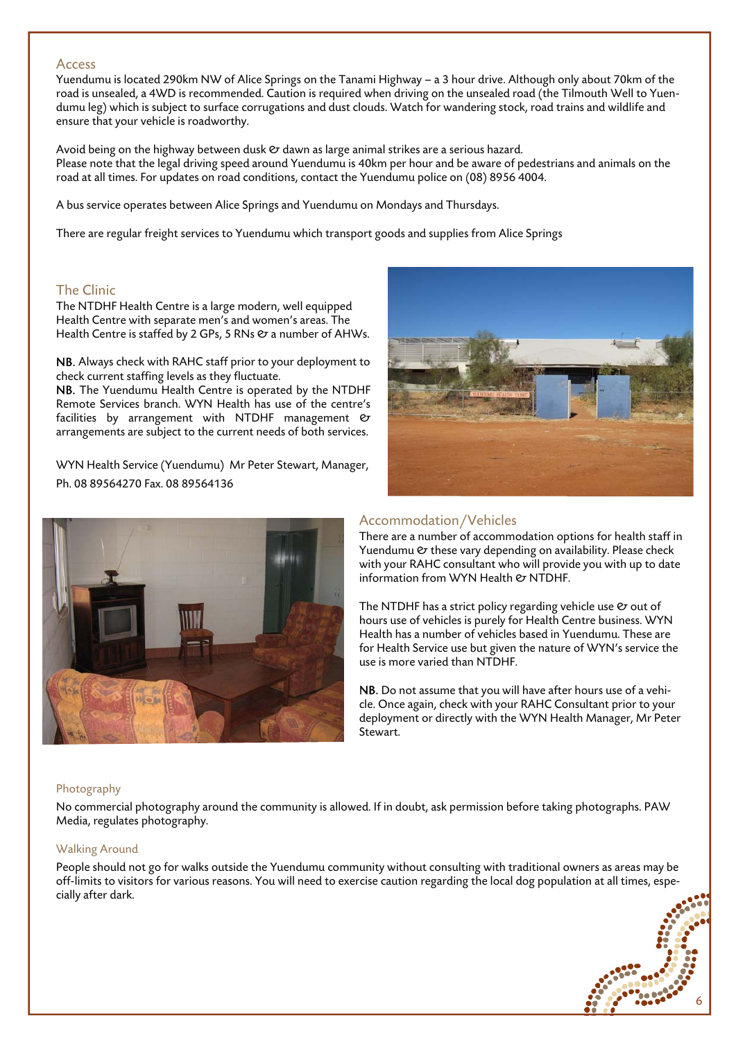## Access

Yuendumu is located 290km NW of Alice Springs on the Tanami Highway – a 3 hour drive. Although only about 70km of the road is unsealed, a 4WD is recommended. Caution is required when driving on the unsealed road (the Tilmouth Well to Yuendumu leg) which is subject to surface corrugations and dust clouds. Watch for wandering stock, road trains and wildlife and ensure that your vehicle is roadworthy.

Avoid being on the highway between dusk & dawn as large animal strikes are a serious hazard.
Please note that the legal driving speed around Yuendumu is 40km per hour and be aware of pedestrians and animals on the road at all times. For updates on road conditions, contact the Yuendumu police on (08) 8956 4004.

A bus service operates between Alice Springs and Yuendumu on Mondays and Thursdays.

There are regular freight services to Yuendumu which transport goods and supplies from Alice Springs

## The Clinic

The NTDHF Health Centre is a large modern, well equipped Health Centre with separate men's and women's areas. The Health Centre is staffed by 2 GPs, 5 RNs & a number of AHWs.

**NB.** Always check with RAHC staff prior to your deployment to check current staffing levels as they fluctuate.
**NB.** The Yuendumu Health Centre is operated by the NTDHF Remote Services branch. WYN Health has use of the centre's facilities by arrangement with NTDHF management & arrangements are subject to the current needs of both services.

WYN Health Service (Yuendumu) Mr Peter Stewart, Manager,
Ph. 08 89564270 Fax. 08 89564136

## Accommodation/Vehicles

There are a number of accommodation options for health staff in Yuendumu & these vary depending on availability. Please check with your RAHC consultant who will provide you with up to date information from WYN Health & NTDHF.

The NTDHF has a strict policy regarding vehicle use & out of hours use of vehicles is purely for Health Centre business. WYN Health has a number of vehicles based in Yuendumu. These are for Health Service use but given the nature of WYN's service the use is more varied than NTDHF.

**NB.** Do not assume that you will have after hours use of a vehicle. Once again, check with your RAHC Consultant prior to your deployment or directly with the WYN Health Manager, Mr Peter Stewart.

## Photography

No commercial photography around the community is allowed. If in doubt, ask permission before taking photographs. PAW Media, regulates photography.

## Walking Around

People should not go for walks outside the Yuendumu community without consulting with traditional owners as areas may be off-limits to visitors for various reasons. You will need to exercise caution regarding the local dog population at all times, especially after dark.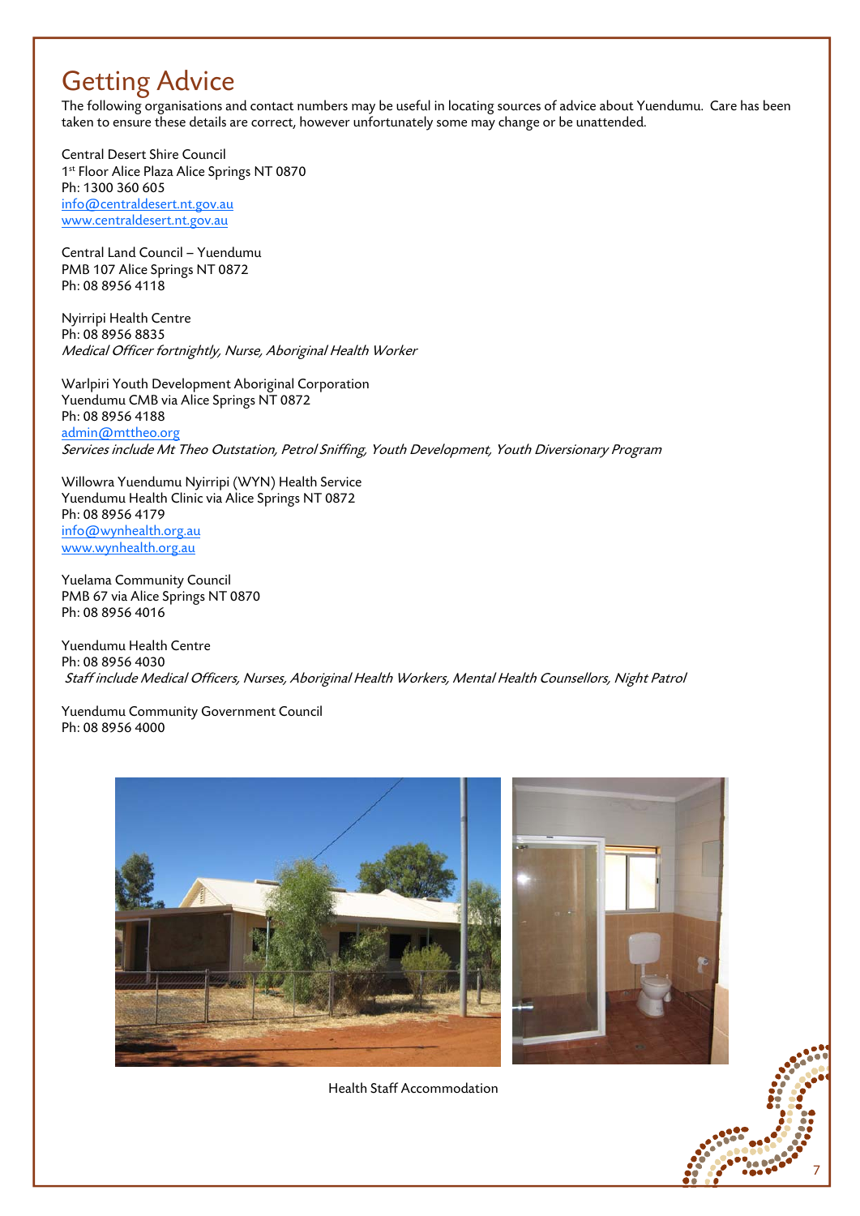# Getting Advice

The following organisations and contact numbers may be useful in locating sources of advice about Yuendumu. Care has been taken to ensure these details are correct, however unfortunately some may change or be unattended.

Central Desert Shire Council
1st Floor Alice Plaza Alice Springs NT 0870
Ph: 1300 360 605
info@centraldesert.nt.gov.au
www.centraldesert.nt.gov.au

Central Land Council – Yuendumu
PMB 107 Alice Springs NT 0872
Ph: 08 8956 4118

Nyirripi Health Centre
Ph: 08 8956 8835
*Medical Officer fortnightly, Nurse, Aboriginal Health Worker*

Warlpiri Youth Development Aboriginal Corporation
Yuendumu CMB via Alice Springs NT 0872
Ph: 08 8956 4188
admin@mttheo.org
*Services include Mt Theo Outstation, Petrol Sniffing, Youth Development, Youth Diversionary Program*

Willowra Yuendumu Nyirripi (WYN) Health Service
Yuendumu Health Clinic via Alice Springs NT 0872
Ph: 08 8956 4179
info@wynhealth.org.au
www.wynhealth.org.au

Yuelama Community Council
PMB 67 via Alice Springs NT 0870
Ph: 08 8956 4016

Yuendumu Health Centre
Ph: 08 8956 4030
*Staff include Medical Officers, Nurses, Aboriginal Health Workers, Mental Health Counsellors, Night Patrol*

Yuendumu Community Government Council
Ph: 08 8956 4000

Health Staff Accommodation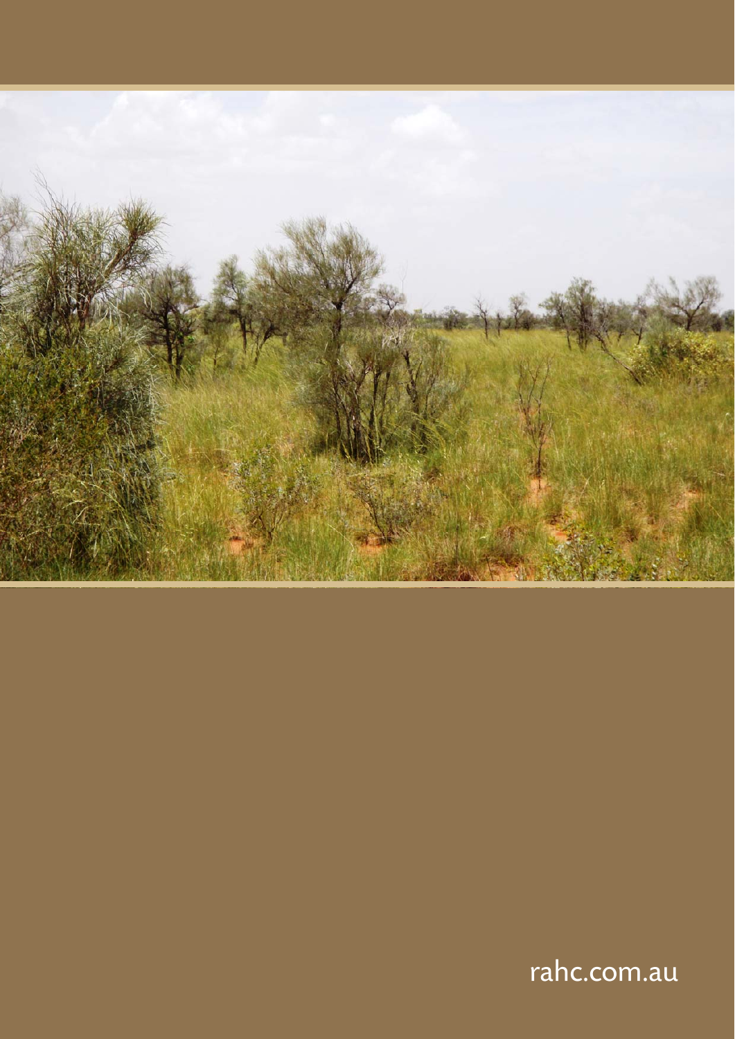rahc.com.au